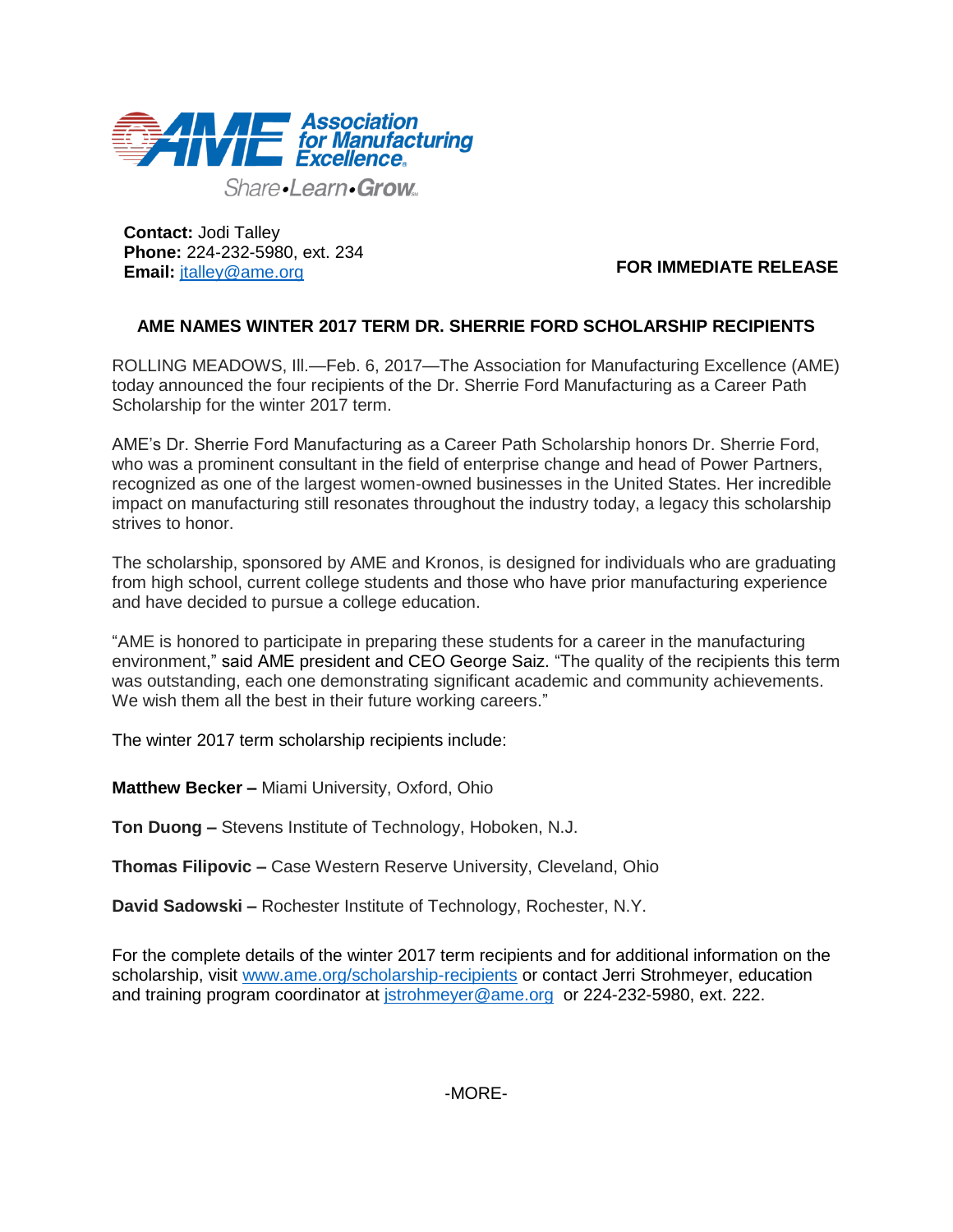Association for Manufacturing Excellence

Share•Learn•Grow

**Contact:** Jodi Talley
**Phone:** 224-232-5980, ext. 234
**Email:** jtalley@ame.org

**FOR IMMEDIATE RELEASE**

**AME NAMES WINTER 2017 TERM DR. SHERRIE FORD SCHOLARSHIP RECIPIENTS**

ROLLING MEADOWS, Ill.—Feb. 6, 2017—The Association for Manufacturing Excellence (AME) today announced the four recipients of the Dr. Sherrie Ford Manufacturing as a Career Path Scholarship for the winter 2017 term.

AME's Dr. Sherrie Ford Manufacturing as a Career Path Scholarship honors Dr. Sherrie Ford, who was a prominent consultant in the field of enterprise change and head of Power Partners, recognized as one of the largest women-owned businesses in the United States. Her incredible impact on manufacturing still resonates throughout the industry today, a legacy this scholarship strives to honor.

The scholarship, sponsored by AME and Kronos, is designed for individuals who are graduating from high school, current college students and those who have prior manufacturing experience and have decided to pursue a college education.

"AME is honored to participate in preparing these students for a career in the manufacturing environment," said AME president and CEO George Saiz. "The quality of the recipients this term was outstanding, each one demonstrating significant academic and community achievements. We wish them all the best in their future working careers."

The winter 2017 term scholarship recipients include:

**Matthew Becker –** Miami University, Oxford, Ohio

**Ton Duong –** Stevens Institute of Technology, Hoboken, N.J.

**Thomas Filipovic –** Case Western Reserve University, Cleveland, Ohio

**David Sadowski –** Rochester Institute of Technology, Rochester, N.Y.

For the complete details of the winter 2017 term recipients and for additional information on the scholarship, visit www.ame.org/scholarship-recipients or contact Jerri Strohmeyer, education and training program coordinator at jstrohmeyer@ame.org or 224-232-5980, ext. 222.

-MORE-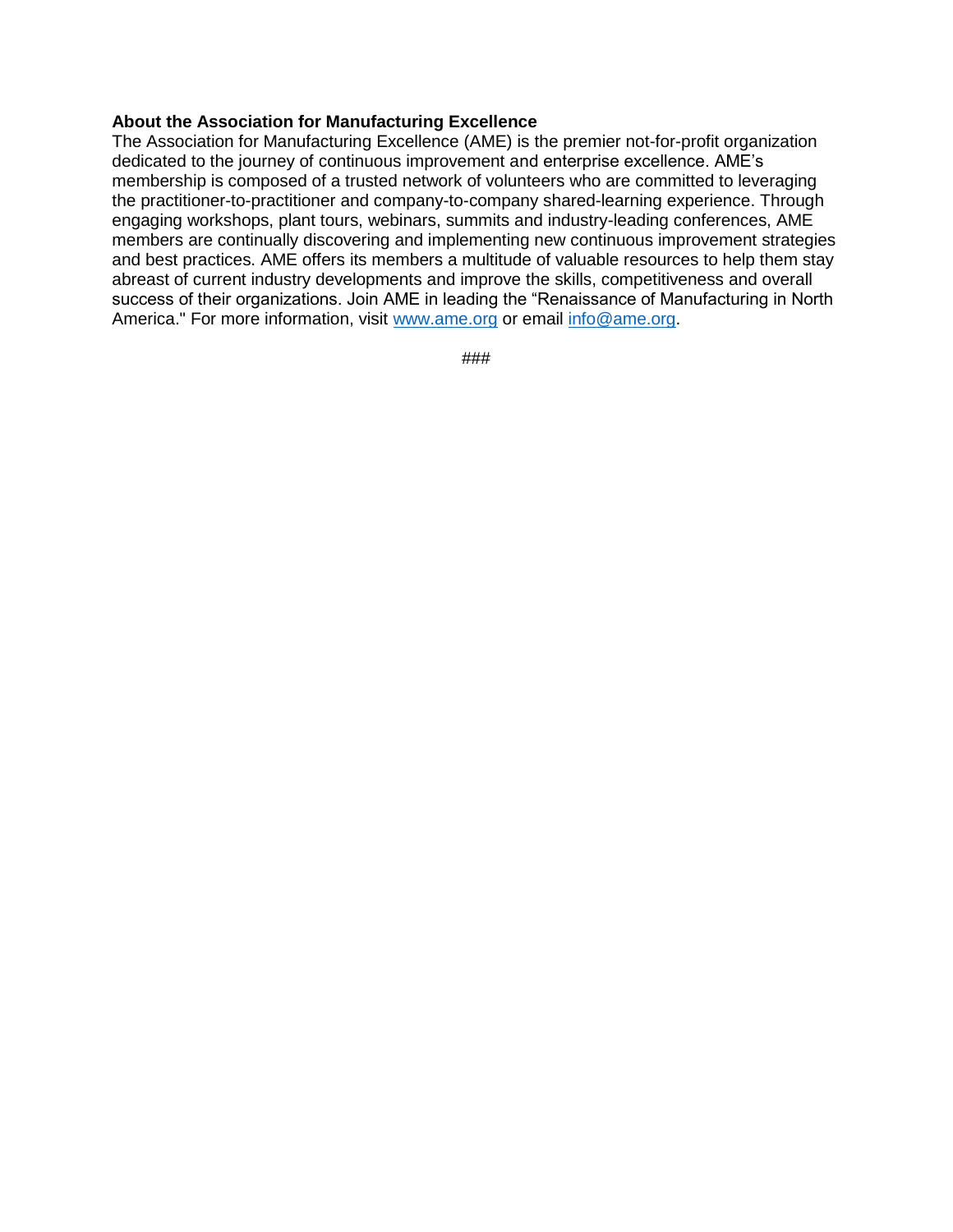**About the Association for Manufacturing Excellence**

The Association for Manufacturing Excellence (AME) is the premier not-for-profit organization dedicated to the journey of continuous improvement and enterprise excellence. AME's membership is composed of a trusted network of volunteers who are committed to leveraging the practitioner-to-practitioner and company-to-company shared-learning experience. Through engaging workshops, plant tours, webinars, summits and industry-leading conferences, AME members are continually discovering and implementing new continuous improvement strategies and best practices. AME offers its members a multitude of valuable resources to help them stay abreast of current industry developments and improve the skills, competitiveness and overall success of their organizations. Join AME in leading the "Renaissance of Manufacturing in North America." For more information, visit [www.ame.org](http://www.ame.org) or email [info@ame.org](mailto:info@ame.org).

###